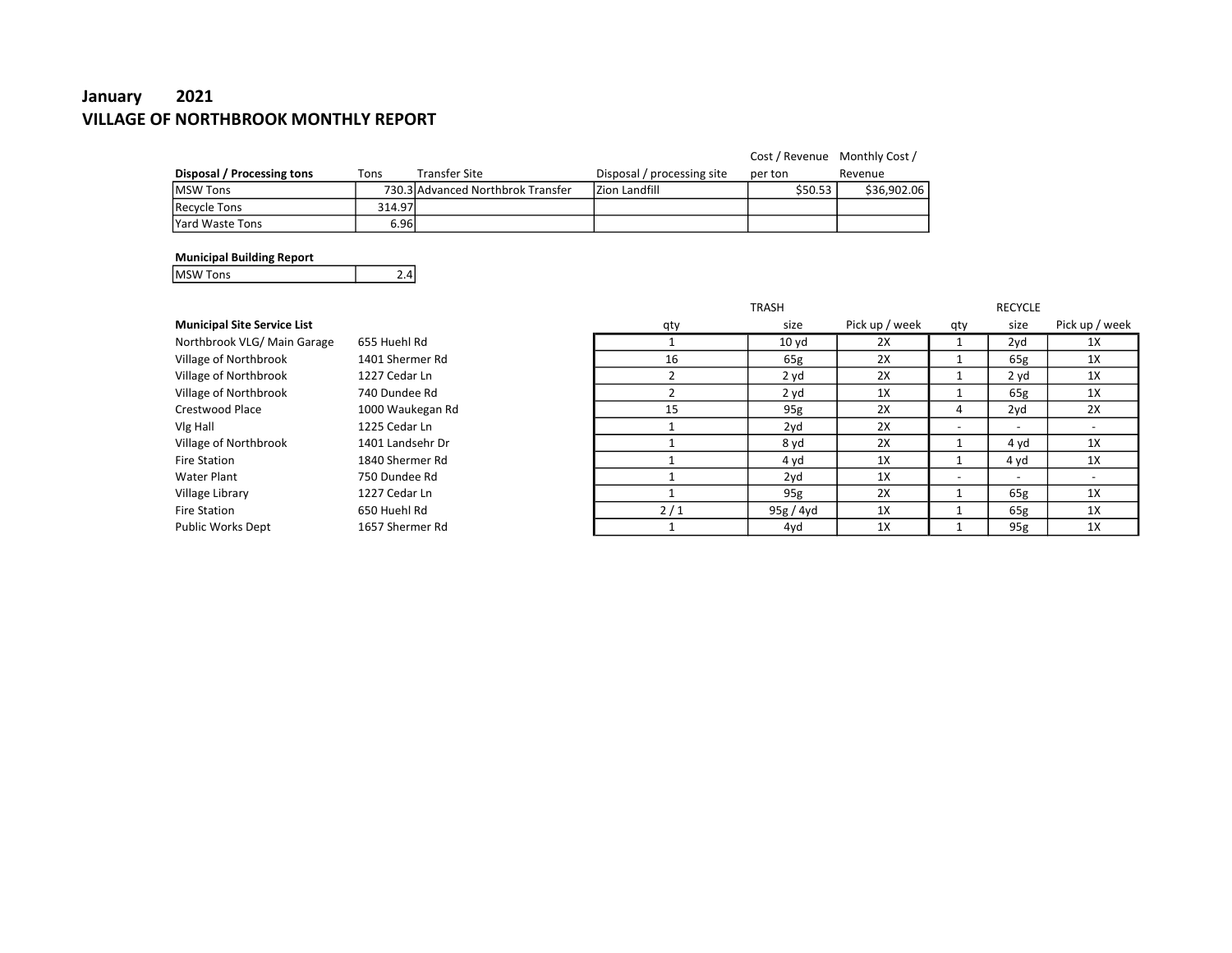# January 2021

## VILLAGE OF NORTHBROOK MONTHLY REPORT

| Disposal / Processing tons | Tons | Transfer Site | Disposal / processing site | Cost / Revenue per ton | Monthly Cost / Revenue |
|---|---|---|---|---|---|
| MSW Tons | 730.3 | Advanced Northbrok Transfer | Zion Landfill | $50.53 | $36,902.06 |
| Recycle Tons | 314.97 | | | | |
| Yard Waste Tons | 6.96 | | | | |

**Municipal Building Report**

| | |
|---|---|
| MSW Tons | 2.4 |

| Municipal Site Service List | | TRASH | | | RECYCLE | | |
|---|---|---|---|---|---|---|---|
| | | qty | size | Pick up / week | qty | size | Pick up / week |
| Northbrook VLG/ Main Garage | 655 Huehl Rd | 1 | 10 yd | 2X | 1 | 2yd | 1X |
| Village of Northbrook | 1401 Shermer Rd | 16 | 65g | 2X | 1 | 65g | 1X |
| Village of Northbrook | 1227 Cedar Ln | 2 | 2 yd | 2X | 1 | 2 yd | 1X |
| Village of Northbrook | 740 Dundee Rd | 2 | 2 yd | 1X | 1 | 65g | 1X |
| Crestwood Place | 1000 Waukegan Rd | 15 | 95g | 2X | 4 | 2yd | 2X |
| Vlg Hall | 1225 Cedar Ln | 1 | 2yd | 2X | - | - | - |
| Village of Northbrook | 1401 Landsehr Dr | 1 | 8 yd | 2X | 1 | 4 yd | 1X |
| Fire Station | 1840 Shermer Rd | 1 | 4 yd | 1X | 1 | 4 yd | 1X |
| Water Plant | 750 Dundee Rd | 1 | 2yd | 1X | - | - | - |
| Village Library | 1227 Cedar Ln | 1 | 95g | 2X | 1 | 65g | 1X |
| Fire Station | 650 Huehl Rd | 2 / 1 | 95g / 4yd | 1X | 1 | 65g | 1X |
| Public Works Dept | 1657 Shermer Rd | 1 | 4yd | 1X | 1 | 95g | 1X |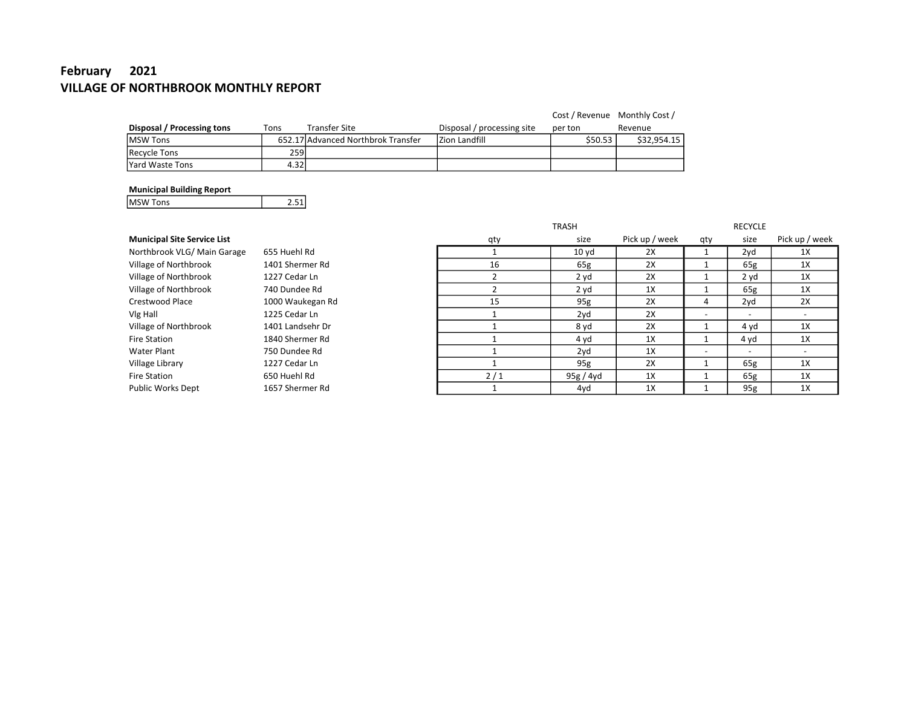# February 2021

## VILLAGE OF NORTHBROOK MONTHLY REPORT

| Disposal / Processing tons | Tons | Transfer Site | Disposal / processing site | Cost / Revenue per ton | Monthly Cost / Revenue |
|---|---|---|---|---|---|
| MSW Tons | 652.17 | Advanced Northbrok Transfer | Zion Landfill | $50.53 | $32,954.15 |
| Recycle Tons | 259 | | | | |
| Yard Waste Tons | 4.32 | | | | |

**Municipal Building Report**

| MSW Tons | 2.51 |
|---|---|

| Municipal Site Service List | | TRASH | | | RECYCLE | | |
|---|---|---|---|---|---|---|---|
| | | qty | size | Pick up / week | qty | size | Pick up / week |
| Northbrook VLG/ Main Garage | 655 Huehl Rd | 1 | 10 yd | 2X | 1 | 2yd | 1X |
| Village of Northbrook | 1401 Shermer Rd | 16 | 65g | 2X | 1 | 65g | 1X |
| Village of Northbrook | 1227 Cedar Ln | 2 | 2 yd | 2X | 1 | 2 yd | 1X |
| Village of Northbrook | 740 Dundee Rd | 2 | 2 yd | 1X | 1 | 65g | 1X |
| Crestwood Place | 1000 Waukegan Rd | 15 | 95g | 2X | 4 | 2yd | 2X |
| Vlg Hall | 1225 Cedar Ln | 1 | 2yd | 2X | - | - | - |
| Village of Northbrook | 1401 Landsehr Dr | 1 | 8 yd | 2X | 1 | 4 yd | 1X |
| Fire Station | 1840 Shermer Rd | 1 | 4 yd | 1X | 1 | 4 yd | 1X |
| Water Plant | 750 Dundee Rd | 1 | 2yd | 1X | - | - | - |
| Village Library | 1227 Cedar Ln | 1 | 95g | 2X | 1 | 65g | 1X |
| Fire Station | 650 Huehl Rd | 2 / 1 | 95g / 4yd | 1X | 1 | 65g | 1X |
| Public Works Dept | 1657 Shermer Rd | 1 | 4yd | 1X | 1 | 95g | 1X |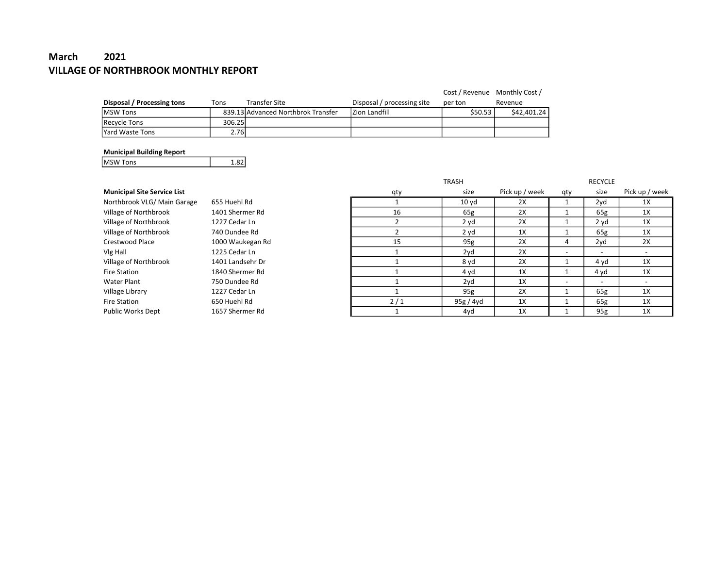# March 2021

## VILLAGE OF NORTHBROOK MONTHLY REPORT

| Disposal / Processing tons | Tons | Transfer Site | Disposal / processing site | Cost / Revenue per ton | Monthly Cost / Revenue |
|---|---|---|---|---|---|
| MSW Tons | 839.13 | Advanced Northbrok Transfer | Zion Landfill | $50.53 | $42,401.24 |
| Recycle Tons | 306.25 | | | | |
| Yard Waste Tons | 2.76 | | | | |

**Municipal Building Report**

| | |
|---|---|
| MSW Tons | 1.82 |

| Municipal Site Service List | | TRASH | | | RECYCLE | | |
|---|---|---|---|---|---|---|---|
| | | qty | size | Pick up / week | qty | size | Pick up / week |
| Northbrook VLG/ Main Garage | 655 Huehl Rd | 1 | 10 yd | 2X | 1 | 2yd | 1X |
| Village of Northbrook | 1401 Shermer Rd | 16 | 65g | 2X | 1 | 65g | 1X |
| Village of Northbrook | 1227 Cedar Ln | 2 | 2 yd | 2X | 1 | 2 yd | 1X |
| Village of Northbrook | 740 Dundee Rd | 2 | 2 yd | 1X | 1 | 65g | 1X |
| Crestwood Place | 1000 Waukegan Rd | 15 | 95g | 2X | 4 | 2yd | 2X |
| Vlg Hall | 1225 Cedar Ln | 1 | 2yd | 2X | - | - | - |
| Village of Northbrook | 1401 Landsehr Dr | 1 | 8 yd | 2X | 1 | 4 yd | 1X |
| Fire Station | 1840 Shermer Rd | 1 | 4 yd | 1X | 1 | 4 yd | 1X |
| Water Plant | 750 Dundee Rd | 1 | 2yd | 1X | - | - | - |
| Village Library | 1227 Cedar Ln | 1 | 95g | 2X | 1 | 65g | 1X |
| Fire Station | 650 Huehl Rd | 2 / 1 | 95g / 4yd | 1X | 1 | 65g | 1X |
| Public Works Dept | 1657 Shermer Rd | 1 | 4yd | 1X | 1 | 95g | 1X |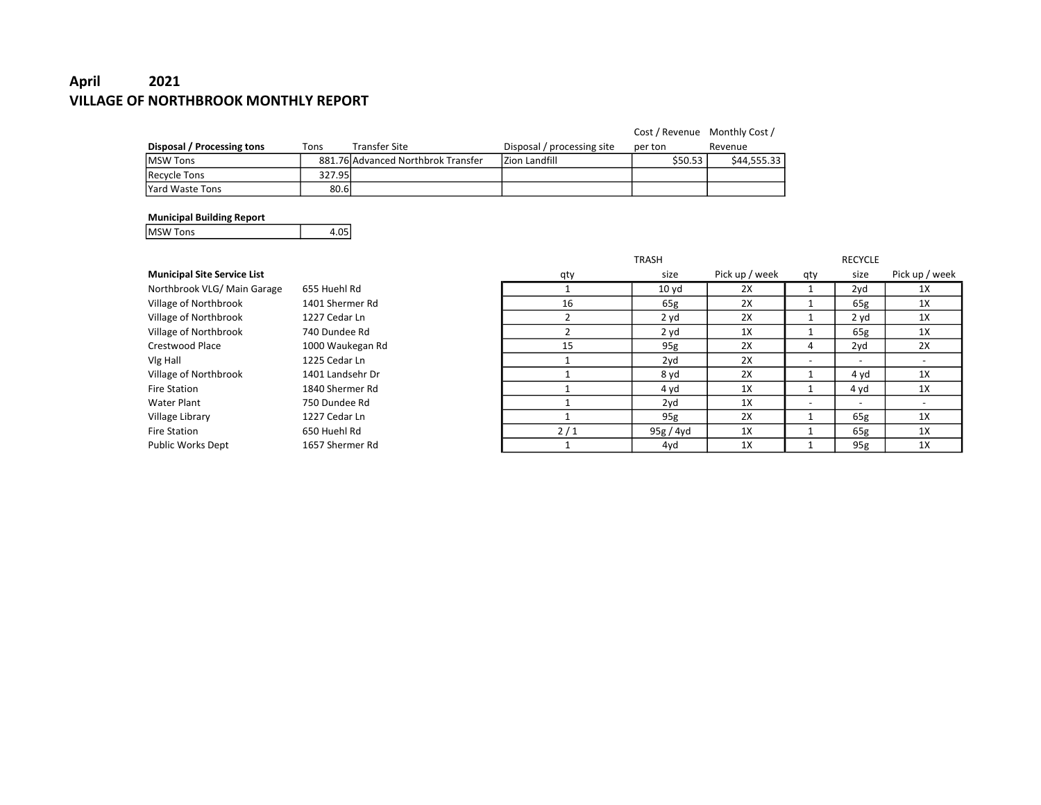**April 2021**

**VILLAGE OF NORTHBROOK MONTHLY REPORT**

| **Disposal / Processing tons** | Tons | Transfer Site | Disposal / processing site | Cost / Revenue per ton | Monthly Cost / Revenue |
|---|---|---|---|---|---|
| MSW Tons | 881.76 | Advanced Northbrok Transfer | Zion Landfill | $50.53 | $44,555.33 |
| Recycle Tons | 327.95 | | | | |
| Yard Waste Tons | 80.6 | | | | |

**Municipal Building Report**

| | |
|---|---|
| MSW Tons | 4.05 |

| **Municipal Site Service List** | | TRASH qty | size | Pick up / week | RECYCLE qty | size | Pick up / week |
|---|---|---|---|---|---|---|---|
| Northbrook VLG/ Main Garage | 655 Huehl Rd | 1 | 10 yd | 2X | 1 | 2yd | 1X |
| Village of Northbrook | 1401 Shermer Rd | 16 | 65g | 2X | 1 | 65g | 1X |
| Village of Northbrook | 1227 Cedar Ln | 2 | 2 yd | 2X | 1 | 2 yd | 1X |
| Village of Northbrook | 740 Dundee Rd | 2 | 2 yd | 1X | 1 | 65g | 1X |
| Crestwood Place | 1000 Waukegan Rd | 15 | 95g | 2X | 4 | 2yd | 2X |
| Vlg Hall | 1225 Cedar Ln | 1 | 2yd | 2X | - | - | - |
| Village of Northbrook | 1401 Landsehr Dr | 1 | 8 yd | 2X | 1 | 4 yd | 1X |
| Fire Station | 1840 Shermer Rd | 1 | 4 yd | 1X | 1 | 4 yd | 1X |
| Water Plant | 750 Dundee Rd | 1 | 2yd | 1X | - | - | - |
| Village Library | 1227 Cedar Ln | 1 | 95g | 2X | 1 | 65g | 1X |
| Fire Station | 650 Huehl Rd | 2 / 1 | 95g / 4yd | 1X | 1 | 65g | 1X |
| Public Works Dept | 1657 Shermer Rd | 1 | 4yd | 1X | 1 | 95g | 1X |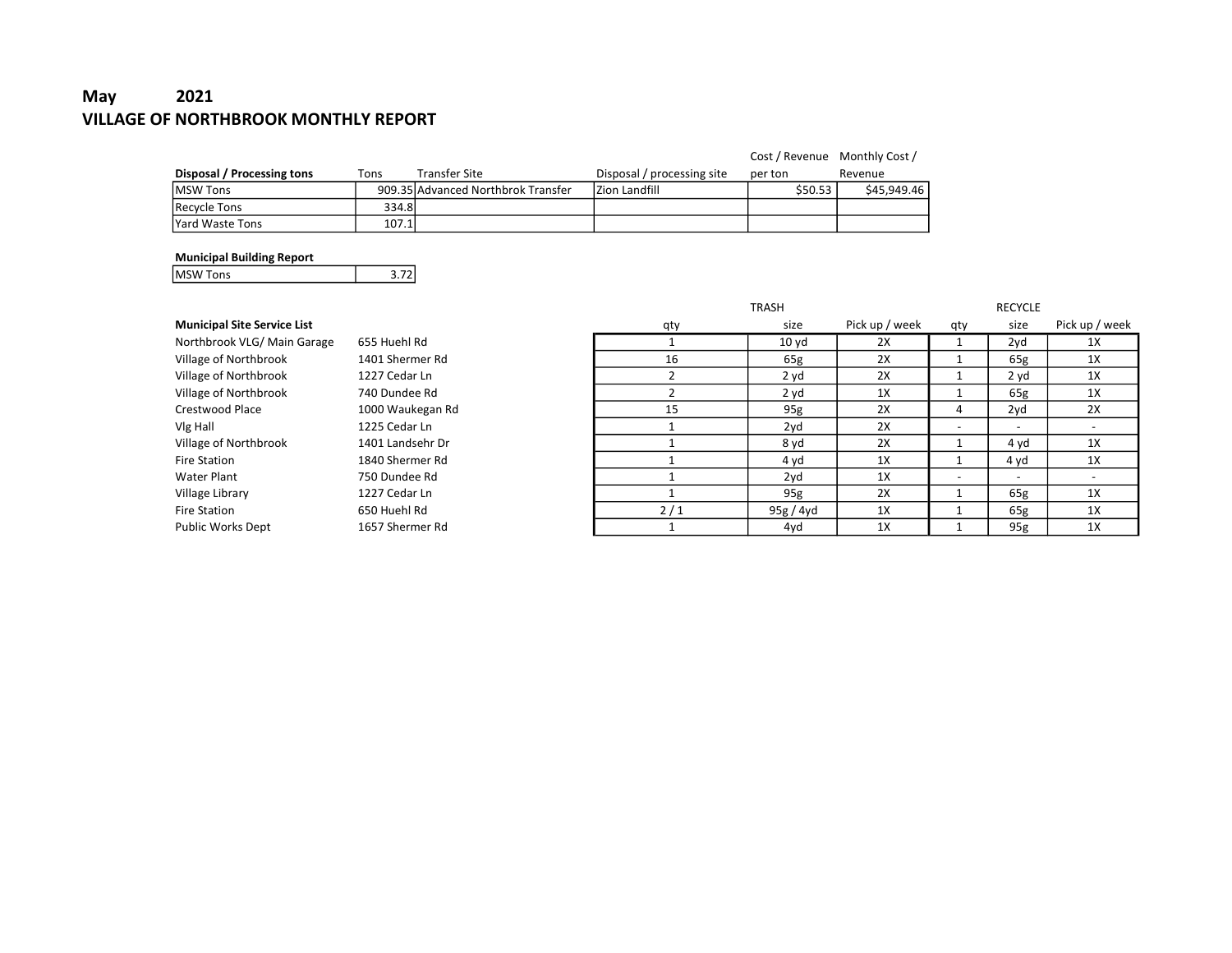# May 2021

## VILLAGE OF NORTHBROOK MONTHLY REPORT

| Disposal / Processing tons | Tons | Transfer Site | Disposal / processing site | Cost / Revenue per ton | Monthly Cost / Revenue |
|---|---|---|---|---|---|
| MSW Tons | 909.35 | Advanced Northbrok Transfer | Zion Landfill | $50.53 | $45,949.46 |
| Recycle Tons | 334.8 | | | | |
| Yard Waste Tons | 107.1 | | | | |

**Municipal Building Report**

| | |
|---|---|
| MSW Tons | 3.72 |

| Municipal Site Service List | | TRASH qty | TRASH size | TRASH Pick up / week | RECYCLE qty | RECYCLE size | RECYCLE Pick up / week |
|---|---|---|---|---|---|---|---|
| Northbrook VLG/ Main Garage | 655 Huehl Rd | 1 | 10 yd | 2X | 1 | 2yd | 1X |
| Village of Northbrook | 1401 Shermer Rd | 16 | 65g | 2X | 1 | 65g | 1X |
| Village of Northbrook | 1227 Cedar Ln | 2 | 2 yd | 2X | 1 | 2 yd | 1X |
| Village of Northbrook | 740 Dundee Rd | 2 | 2 yd | 1X | 1 | 65g | 1X |
| Crestwood Place | 1000 Waukegan Rd | 15 | 95g | 2X | 4 | 2yd | 2X |
| Vlg Hall | 1225 Cedar Ln | 1 | 2yd | 2X | - | - | - |
| Village of Northbrook | 1401 Landsehr Dr | 1 | 8 yd | 2X | 1 | 4 yd | 1X |
| Fire Station | 1840 Shermer Rd | 1 | 4 yd | 1X | 1 | 4 yd | 1X |
| Water Plant | 750 Dundee Rd | 1 | 2yd | 1X | - | - | - |
| Village Library | 1227 Cedar Ln | 1 | 95g | 2X | 1 | 65g | 1X |
| Fire Station | 650 Huehl Rd | 2 / 1 | 95g / 4yd | 1X | 1 | 65g | 1X |
| Public Works Dept | 1657 Shermer Rd | 1 | 4yd | 1X | 1 | 95g | 1X |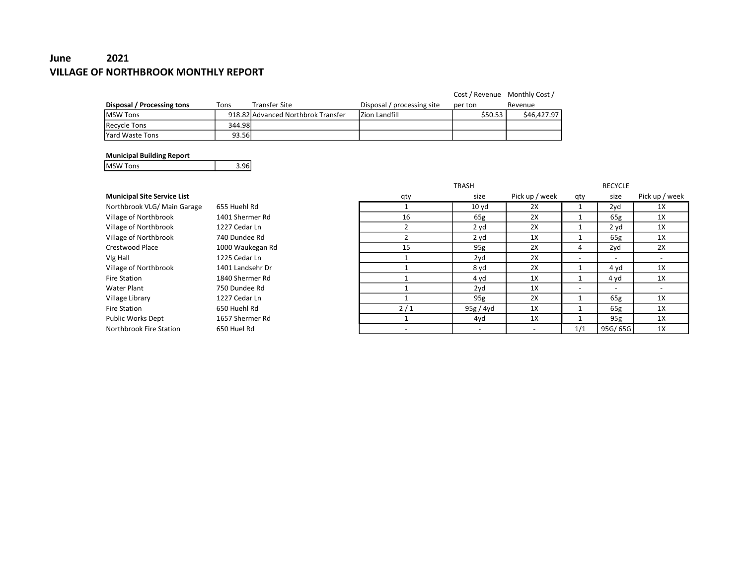# June 2021

## VILLAGE OF NORTHBROOK MONTHLY REPORT

| Disposal / Processing tons | Tons | Transfer Site | Disposal / processing site | Cost / Revenue per ton | Monthly Cost / Revenue |
|---|---|---|---|---|---|
| MSW Tons | 918.82 | Advanced Northbrok Transfer | Zion Landfill | $50.53 | $46,427.97 |
| Recycle Tons | 344.98 | | | | |
| Yard Waste Tons | 93.56 | | | | |

**Municipal Building Report**

| MSW Tons | 3.96 |
|---|---|

| Municipal Site Service List | | TRASH | | | RECYCLE | | |
|---|---|---|---|---|---|---|---|
| | | qty | size | Pick up / week | qty | size | Pick up / week |
| Northbrook VLG/ Main Garage | 655 Huehl Rd | 1 | 10 yd | 2X | 1 | 2yd | 1X |
| Village of Northbrook | 1401 Shermer Rd | 16 | 65g | 2X | 1 | 65g | 1X |
| Village of Northbrook | 1227 Cedar Ln | 2 | 2 yd | 2X | 1 | 2 yd | 1X |
| Village of Northbrook | 740 Dundee Rd | 2 | 2 yd | 1X | 1 | 65g | 1X |
| Crestwood Place | 1000 Waukegan Rd | 15 | 95g | 2X | 4 | 2yd | 2X |
| Vlg Hall | 1225 Cedar Ln | 1 | 2yd | 2X | - | - | - |
| Village of Northbrook | 1401 Landsehr Dr | 1 | 8 yd | 2X | 1 | 4 yd | 1X |
| Fire Station | 1840 Shermer Rd | 1 | 4 yd | 1X | 1 | 4 yd | 1X |
| Water Plant | 750 Dundee Rd | 1 | 2yd | 1X | - | - | - |
| Village Library | 1227 Cedar Ln | 1 | 95g | 2X | 1 | 65g | 1X |
| Fire Station | 650 Huehl Rd | 2 / 1 | 95g / 4yd | 1X | 1 | 65g | 1X |
| Public Works Dept | 1657 Shermer Rd | 1 | 4yd | 1X | 1 | 95g | 1X |
| Northbrook Fire Station | 650 Huel Rd | - | - | - | 1/1 | 95G/ 65G | 1X |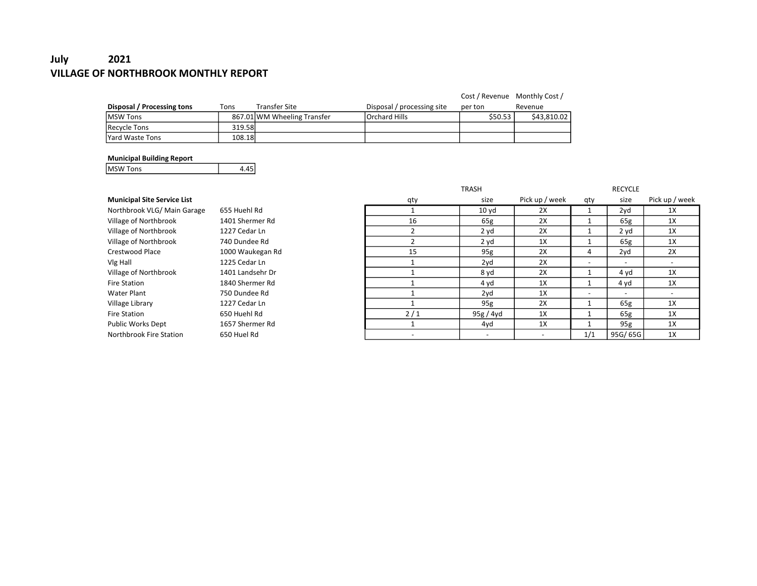# July 2021

## VILLAGE OF NORTHBROOK MONTHLY REPORT

| Disposal / Processing tons | Tons | Transfer Site | Disposal / processing site | Cost / Revenue per ton | Monthly Cost / Revenue |
|---|---|---|---|---|---|
| MSW Tons | 867.01 | WM Wheeling Transfer | Orchard Hills | $50.53 | $43,810.02 |
| Recycle Tons | 319.58 | | | | |
| Yard Waste Tons | 108.18 | | | | |

**Municipal Building Report**

| | |
|---|---|
| MSW Tons | 4.45 |

| Municipal Site Service List | | TRASH | | | RECYCLE | | |
|---|---|---|---|---|---|---|---|
| | | qty | size | Pick up / week | qty | size | Pick up / week |
| Northbrook VLG/ Main Garage | 655 Huehl Rd | 1 | 10 yd | 2X | 1 | 2yd | 1X |
| Village of Northbrook | 1401 Shermer Rd | 16 | 65g | 2X | 1 | 65g | 1X |
| Village of Northbrook | 1227 Cedar Ln | 2 | 2 yd | 2X | 1 | 2 yd | 1X |
| Village of Northbrook | 740 Dundee Rd | 2 | 2 yd | 1X | 1 | 65g | 1X |
| Crestwood Place | 1000 Waukegan Rd | 15 | 95g | 2X | 4 | 2yd | 2X |
| Vlg Hall | 1225 Cedar Ln | 1 | 2yd | 2X | - | - | - |
| Village of Northbrook | 1401 Landsehr Dr | 1 | 8 yd | 2X | 1 | 4 yd | 1X |
| Fire Station | 1840 Shermer Rd | 1 | 4 yd | 1X | 1 | 4 yd | 1X |
| Water Plant | 750 Dundee Rd | 1 | 2yd | 1X | - | - | - |
| Village Library | 1227 Cedar Ln | 1 | 95g | 2X | 1 | 65g | 1X |
| Fire Station | 650 Huehl Rd | 2 / 1 | 95g / 4yd | 1X | 1 | 65g | 1X |
| Public Works Dept | 1657 Shermer Rd | 1 | 4yd | 1X | 1 | 95g | 1X |
| Northbrook Fire Station | 650 Huel Rd | - | - | - | 1/1 | 95G/ 65G | 1X |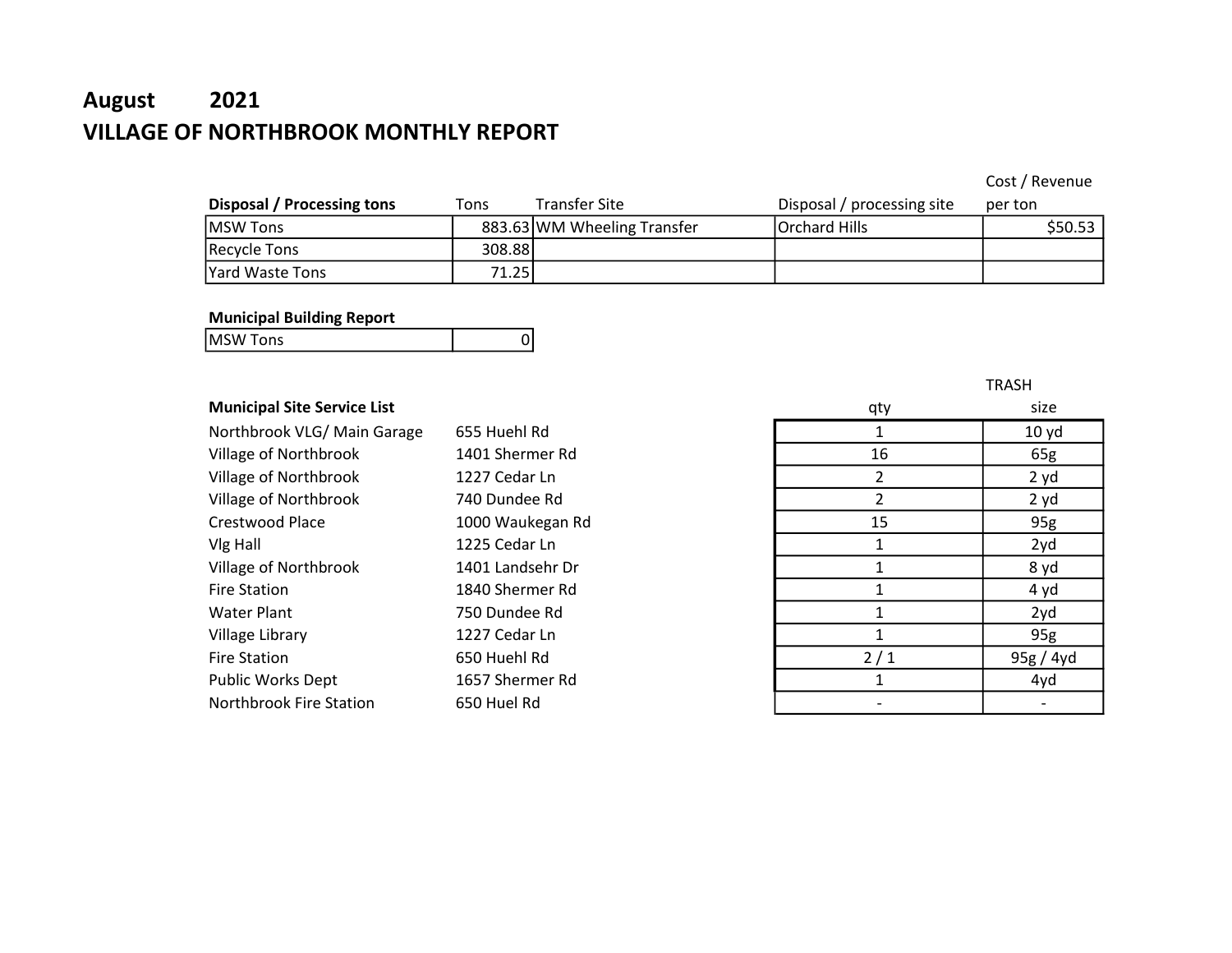# August 2021

## VILLAGE OF NORTHBROOK MONTHLY REPORT

| **Disposal / Processing tons** | Tons | Transfer Site | Disposal / processing site | Cost / Revenue per ton |
|---|---|---|---|---|
| MSW Tons | 883.63 | WM Wheeling Transfer | Orchard Hills | $50.53 |
| Recycle Tons | 308.88 | | | |
| Yard Waste Tons | 71.25 | | | |

**Municipal Building Report**

| MSW Tons | 0 |
|---|---|

| **Municipal Site Service List** | | qty | TRASH size |
|---|---|---|---|
| Northbrook VLG/ Main Garage | 655 Huehl Rd | 1 | 10 yd |
| Village of Northbrook | 1401 Shermer Rd | 16 | 65g |
| Village of Northbrook | 1227 Cedar Ln | 2 | 2 yd |
| Village of Northbrook | 740 Dundee Rd | 2 | 2 yd |
| Crestwood Place | 1000 Waukegan Rd | 15 | 95g |
| Vlg Hall | 1225 Cedar Ln | 1 | 2yd |
| Village of Northbrook | 1401 Landsehr Dr | 1 | 8 yd |
| Fire Station | 1840 Shermer Rd | 1 | 4 yd |
| Water Plant | 750 Dundee Rd | 1 | 2yd |
| Village Library | 1227 Cedar Ln | 1 | 95g |
| Fire Station | 650 Huehl Rd | 2 / 1 | 95g / 4yd |
| Public Works Dept | 1657 Shermer Rd | 1 | 4yd |
| Northbrook Fire Station | 650 Huel Rd | - | - |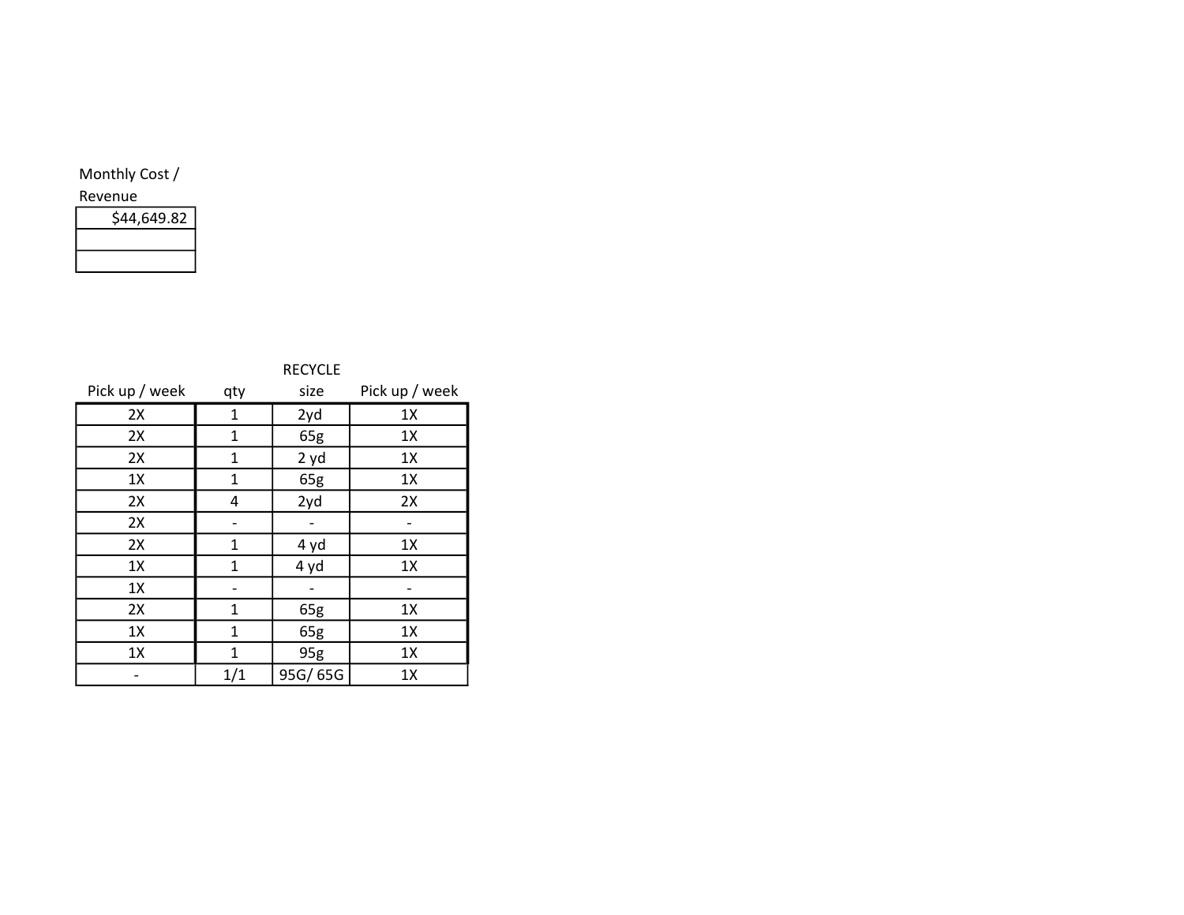| Monthly Cost / Revenue |
|---|
| $44,649.82 |
| |
| |

| Pick up / week | qty | RECYCLE size | Pick up / week |
|---|---|---|---|
| 2X | 1 | 2yd | 1X |
| 2X | 1 | 65g | 1X |
| 2X | 1 | 2 yd | 1X |
| 1X | 1 | 65g | 1X |
| 2X | 4 | 2yd | 2X |
| 2X | - | - | - |
| 2X | 1 | 4 yd | 1X |
| 1X | 1 | 4 yd | 1X |
| 1X | - | - | - |
| 2X | 1 | 65g | 1X |
| 1X | 1 | 65g | 1X |
| 1X | 1 | 95g | 1X |
| - | 1/1 | 95G/ 65G | 1X |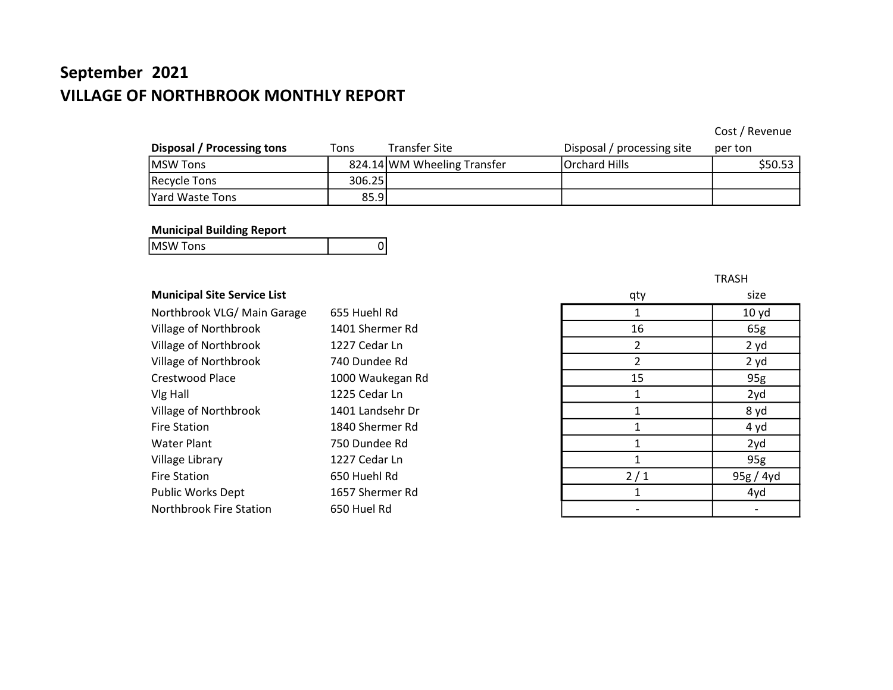# September 2021

## VILLAGE OF NORTHBROOK MONTHLY REPORT

| Disposal / Processing tons | Tons | Transfer Site | Disposal / processing site | Cost / Revenue per ton |
|---|---|---|---|---|
| MSW Tons | 824.14 | WM Wheeling Transfer | Orchard Hills | $50.53 |
| Recycle Tons | 306.25 | | | |
| Yard Waste Tons | 85.9 | | | |

**Municipal Building Report**

| MSW Tons | 0 |
|---|---|

| Municipal Site Service List | | qty | TRASH size |
|---|---|---|---|
| Northbrook VLG/ Main Garage | 655 Huehl Rd | 1 | 10 yd |
| Village of Northbrook | 1401 Shermer Rd | 16 | 65g |
| Village of Northbrook | 1227 Cedar Ln | 2 | 2 yd |
| Village of Northbrook | 740 Dundee Rd | 2 | 2 yd |
| Crestwood Place | 1000 Waukegan Rd | 15 | 95g |
| Vlg Hall | 1225 Cedar Ln | 1 | 2yd |
| Village of Northbrook | 1401 Landsehr Dr | 1 | 8 yd |
| Fire Station | 1840 Shermer Rd | 1 | 4 yd |
| Water Plant | 750 Dundee Rd | 1 | 2yd |
| Village Library | 1227 Cedar Ln | 1 | 95g |
| Fire Station | 650 Huehl Rd | 2 / 1 | 95g / 4yd |
| Public Works Dept | 1657 Shermer Rd | 1 | 4yd |
| Northbrook Fire Station | 650 Huel Rd | - | - |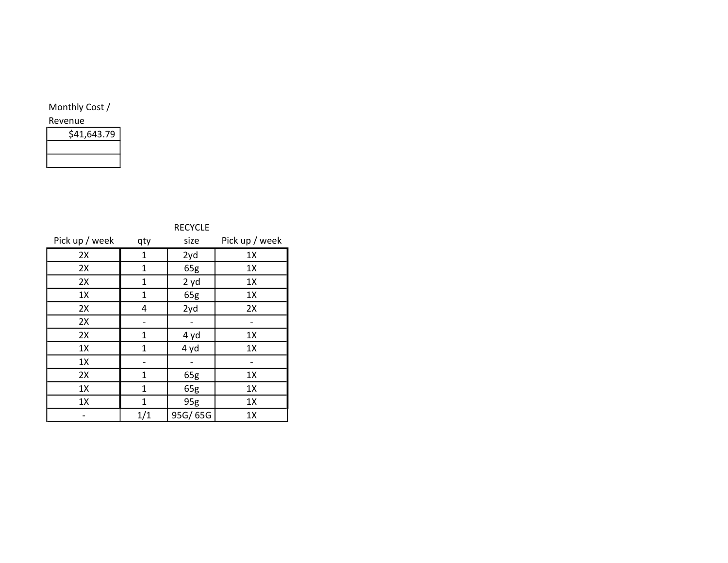| Monthly Cost / Revenue |
| --- |
| $41,643.79 |
| |
| |

| Pick up / week | qty | RECYCLE size | Pick up / week |
| --- | --- | --- | --- |
| 2X | 1 | 2yd | 1X |
| 2X | 1 | 65g | 1X |
| 2X | 1 | 2 yd | 1X |
| 1X | 1 | 65g | 1X |
| 2X | 4 | 2yd | 2X |
| 2X | - | - | - |
| 2X | 1 | 4 yd | 1X |
| 1X | 1 | 4 yd | 1X |
| 1X | - | - | - |
| 2X | 1 | 65g | 1X |
| 1X | 1 | 65g | 1X |
| 1X | 1 | 95g | 1X |
| - | 1/1 | 95G/ 65G | 1X |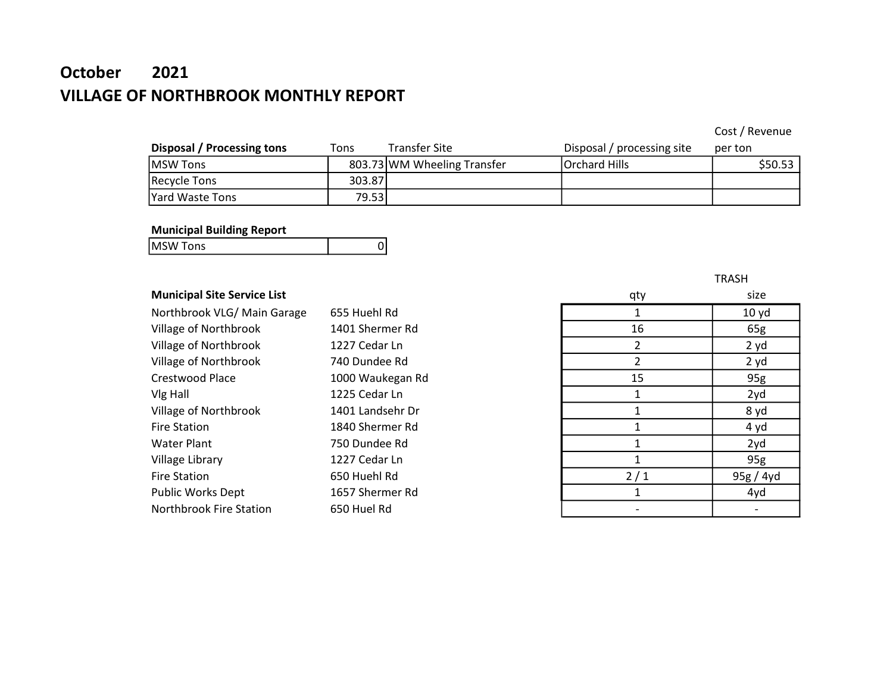# October 2021

# VILLAGE OF NORTHBROOK MONTHLY REPORT

| Disposal / Processing tons | Tons | Transfer Site | Disposal / processing site | Cost / Revenue per ton |
|---|---|---|---|---|
| MSW Tons | 803.73 | WM Wheeling Transfer | Orchard Hills | $50.53 |
| Recycle Tons | 303.87 | | | |
| Yard Waste Tons | 79.53 | | | |

| Municipal Building Report | |
|---|---|
| MSW Tons | 0 |

| Municipal Site Service List | | qty | TRASH size |
|---|---|---|---|
| Northbrook VLG/ Main Garage | 655 Huehl Rd | 1 | 10 yd |
| Village of Northbrook | 1401 Shermer Rd | 16 | 65g |
| Village of Northbrook | 1227 Cedar Ln | 2 | 2 yd |
| Village of Northbrook | 740 Dundee Rd | 2 | 2 yd |
| Crestwood Place | 1000 Waukegan Rd | 15 | 95g |
| Vlg Hall | 1225 Cedar Ln | 1 | 2yd |
| Village of Northbrook | 1401 Landsehr Dr | 1 | 8 yd |
| Fire Station | 1840 Shermer Rd | 1 | 4 yd |
| Water Plant | 750 Dundee Rd | 1 | 2yd |
| Village Library | 1227 Cedar Ln | 1 | 95g |
| Fire Station | 650 Huehl Rd | 2 / 1 | 95g / 4yd |
| Public Works Dept | 1657 Shermer Rd | 1 | 4yd |
| Northbrook Fire Station | 650 Huel Rd | - | - |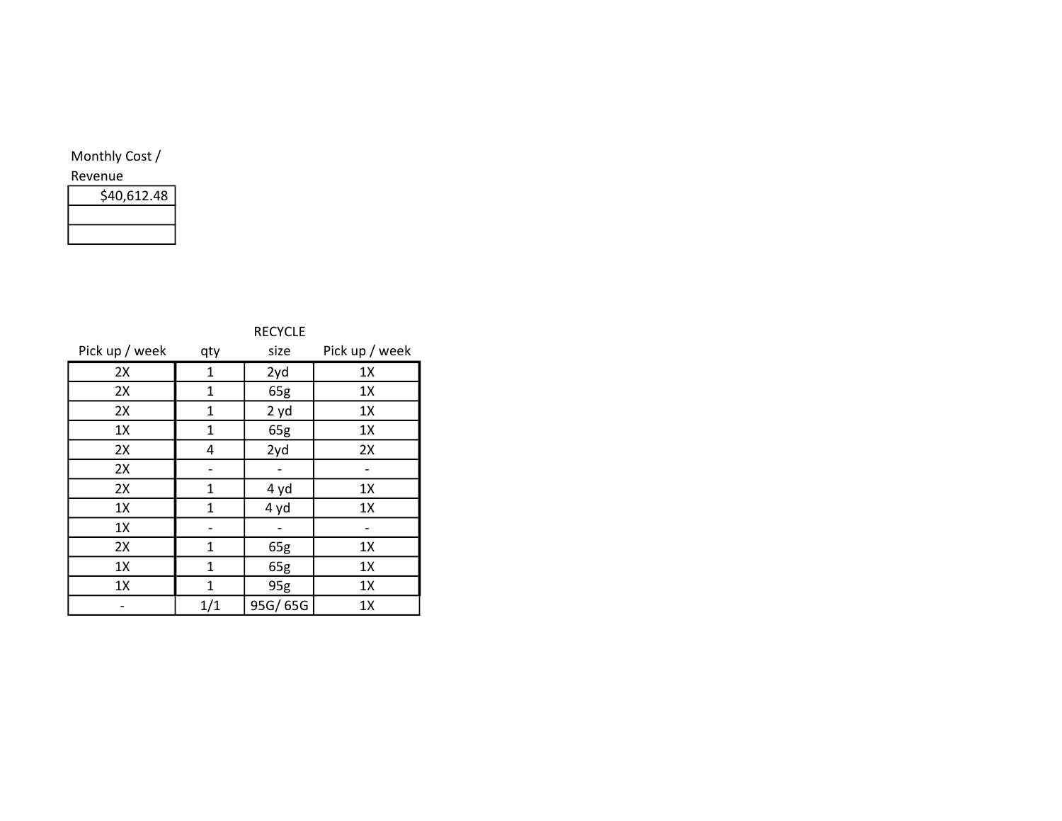| Monthly Cost / Revenue |
|---|
| $40,612.48 |
| |
| |

| Pick up / week | qty | RECYCLE size | Pick up / week |
|---|---|---|---|
| 2X | 1 | 2yd | 1X |
| 2X | 1 | 65g | 1X |
| 2X | 1 | 2 yd | 1X |
| 1X | 1 | 65g | 1X |
| 2X | 4 | 2yd | 2X |
| 2X | - | - | - |
| 2X | 1 | 4 yd | 1X |
| 1X | 1 | 4 yd | 1X |
| 1X | - | - | - |
| 2X | 1 | 65g | 1X |
| 1X | 1 | 65g | 1X |
| 1X | 1 | 95g | 1X |
| - | 1/1 | 95G/ 65G | 1X |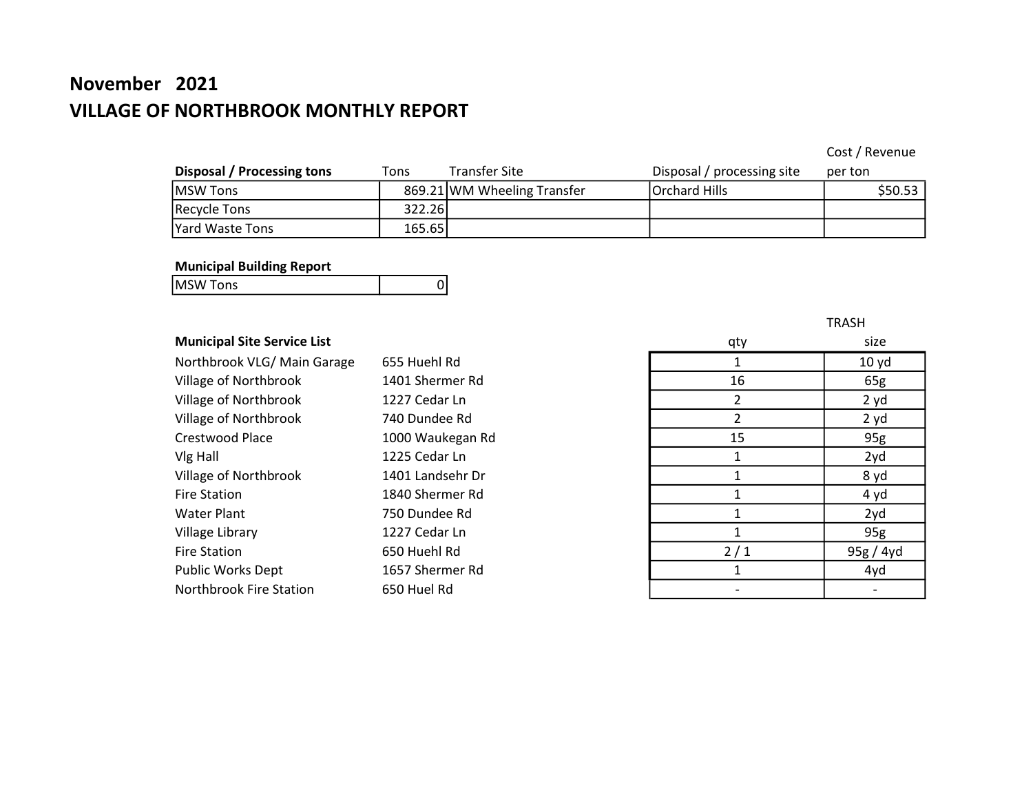# November 2021

## VILLAGE OF NORTHBROOK MONTHLY REPORT

| Disposal / Processing tons | Tons | Transfer Site | Disposal / processing site | Cost / Revenue per ton |
|---|---|---|---|---|
| MSW Tons | 869.21 | WM Wheeling Transfer | Orchard Hills | $50.53 |
| Recycle Tons | 322.26 | | | |
| Yard Waste Tons | 165.65 | | | |

**Municipal Building Report**

| MSW Tons | 0 |
|---|---|

| Municipal Site Service List | | qty | TRASH size |
|---|---|---|---|
| Northbrook VLG/ Main Garage | 655 Huehl Rd | 1 | 10 yd |
| Village of Northbrook | 1401 Shermer Rd | 16 | 65g |
| Village of Northbrook | 1227 Cedar Ln | 2 | 2 yd |
| Village of Northbrook | 740 Dundee Rd | 2 | 2 yd |
| Crestwood Place | 1000 Waukegan Rd | 15 | 95g |
| Vlg Hall | 1225 Cedar Ln | 1 | 2yd |
| Village of Northbrook | 1401 Landsehr Dr | 1 | 8 yd |
| Fire Station | 1840 Shermer Rd | 1 | 4 yd |
| Water Plant | 750 Dundee Rd | 1 | 2yd |
| Village Library | 1227 Cedar Ln | 1 | 95g |
| Fire Station | 650 Huehl Rd | 2 / 1 | 95g / 4yd |
| Public Works Dept | 1657 Shermer Rd | 1 | 4yd |
| Northbrook Fire Station | 650 Huel Rd | - | - |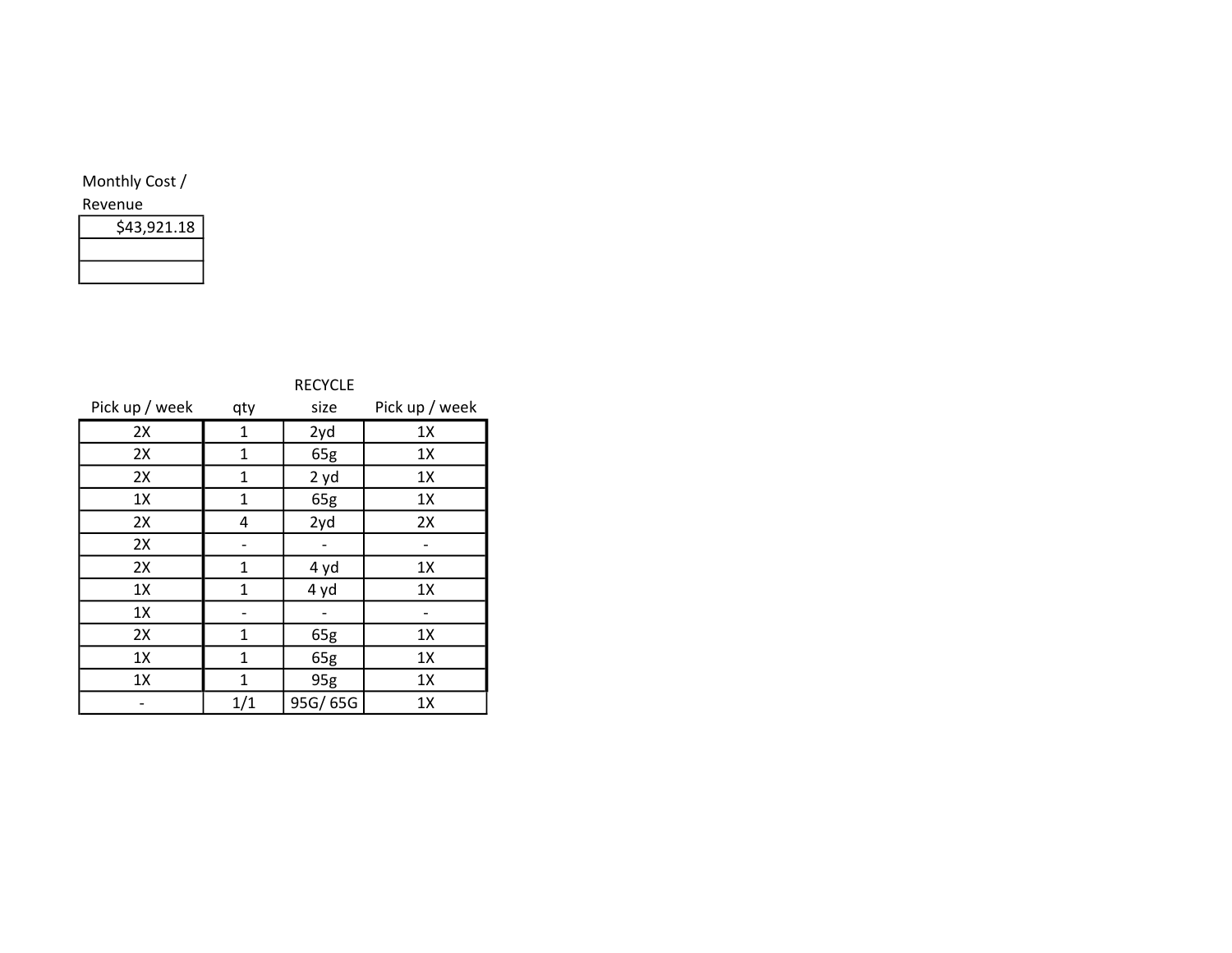| Monthly Cost / Revenue |
|---|
| $43,921.18 |
| |
| |

| Pick up / week | qty | RECYCLE size | Pick up / week |
|---|---|---|---|
| 2X | 1 | 2yd | 1X |
| 2X | 1 | 65g | 1X |
| 2X | 1 | 2 yd | 1X |
| 1X | 1 | 65g | 1X |
| 2X | 4 | 2yd | 2X |
| 2X | - | - | - |
| 2X | 1 | 4 yd | 1X |
| 1X | 1 | 4 yd | 1X |
| 1X | - | - | - |
| 2X | 1 | 65g | 1X |
| 1X | 1 | 65g | 1X |
| 1X | 1 | 95g | 1X |
| - | 1/1 | 95G/ 65G | 1X |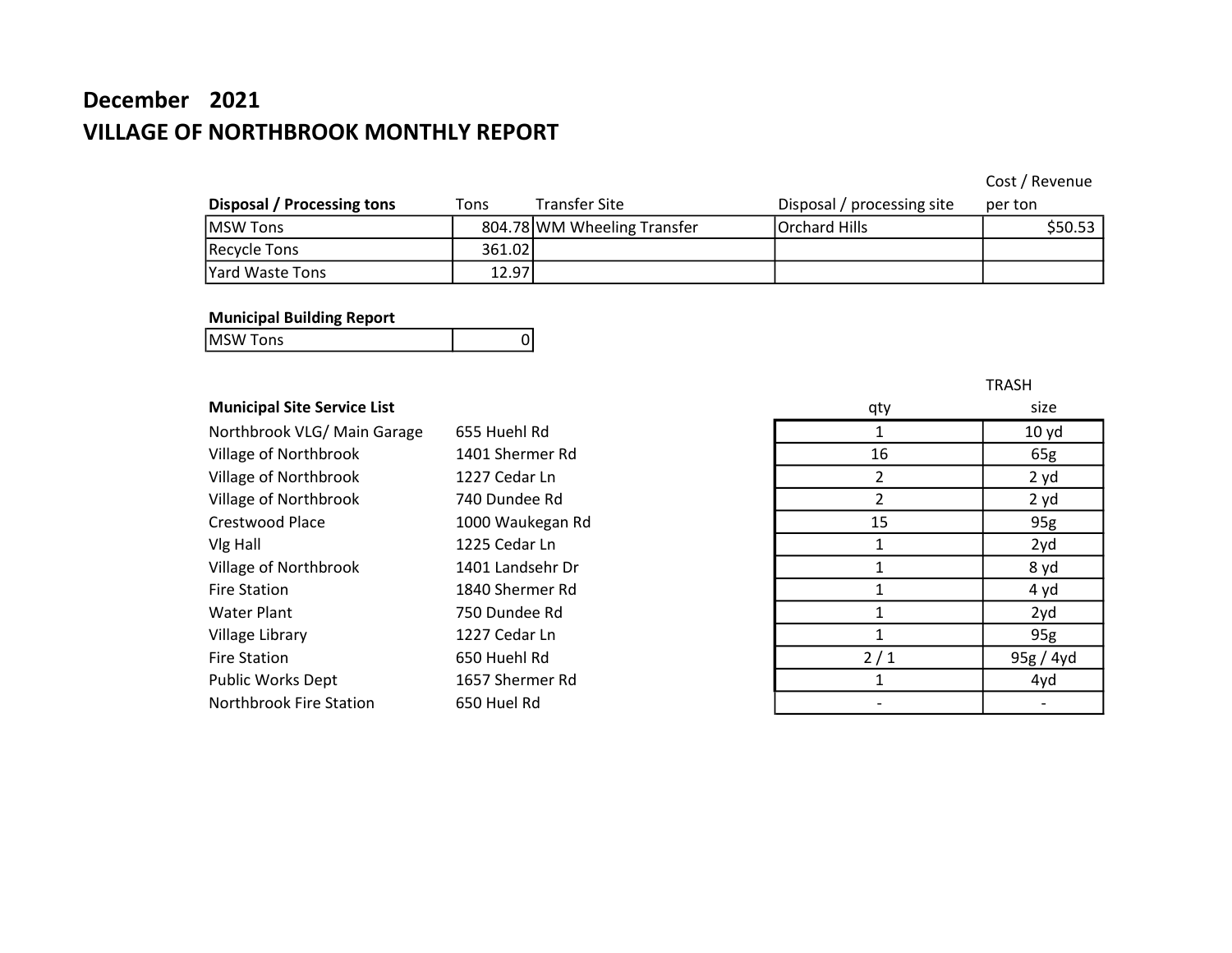# December 2021

## VILLAGE OF NORTHBROOK MONTHLY REPORT

| Disposal / Processing tons | Tons | Transfer Site | Disposal / processing site | Cost / Revenue per ton |
|---|---|---|---|---|
| MSW Tons | 804.78 | WM Wheeling Transfer | Orchard Hills | $50.53 |
| Recycle Tons | 361.02 | | | |
| Yard Waste Tons | 12.97 | | | |

**Municipal Building Report**

| MSW Tons | 0 |
|---|---|

| Municipal Site Service List | | qty | TRASH size |
|---|---|---|---|
| Northbrook VLG/ Main Garage | 655 Huehl Rd | 1 | 10 yd |
| Village of Northbrook | 1401 Shermer Rd | 16 | 65g |
| Village of Northbrook | 1227 Cedar Ln | 2 | 2 yd |
| Village of Northbrook | 740 Dundee Rd | 2 | 2 yd |
| Crestwood Place | 1000 Waukegan Rd | 15 | 95g |
| Vlg Hall | 1225 Cedar Ln | 1 | 2yd |
| Village of Northbrook | 1401 Landsehr Dr | 1 | 8 yd |
| Fire Station | 1840 Shermer Rd | 1 | 4 yd |
| Water Plant | 750 Dundee Rd | 1 | 2yd |
| Village Library | 1227 Cedar Ln | 1 | 95g |
| Fire Station | 650 Huehl Rd | 2 / 1 | 95g / 4yd |
| Public Works Dept | 1657 Shermer Rd | 1 | 4yd |
| Northbrook Fire Station | 650 Huel Rd | - | - |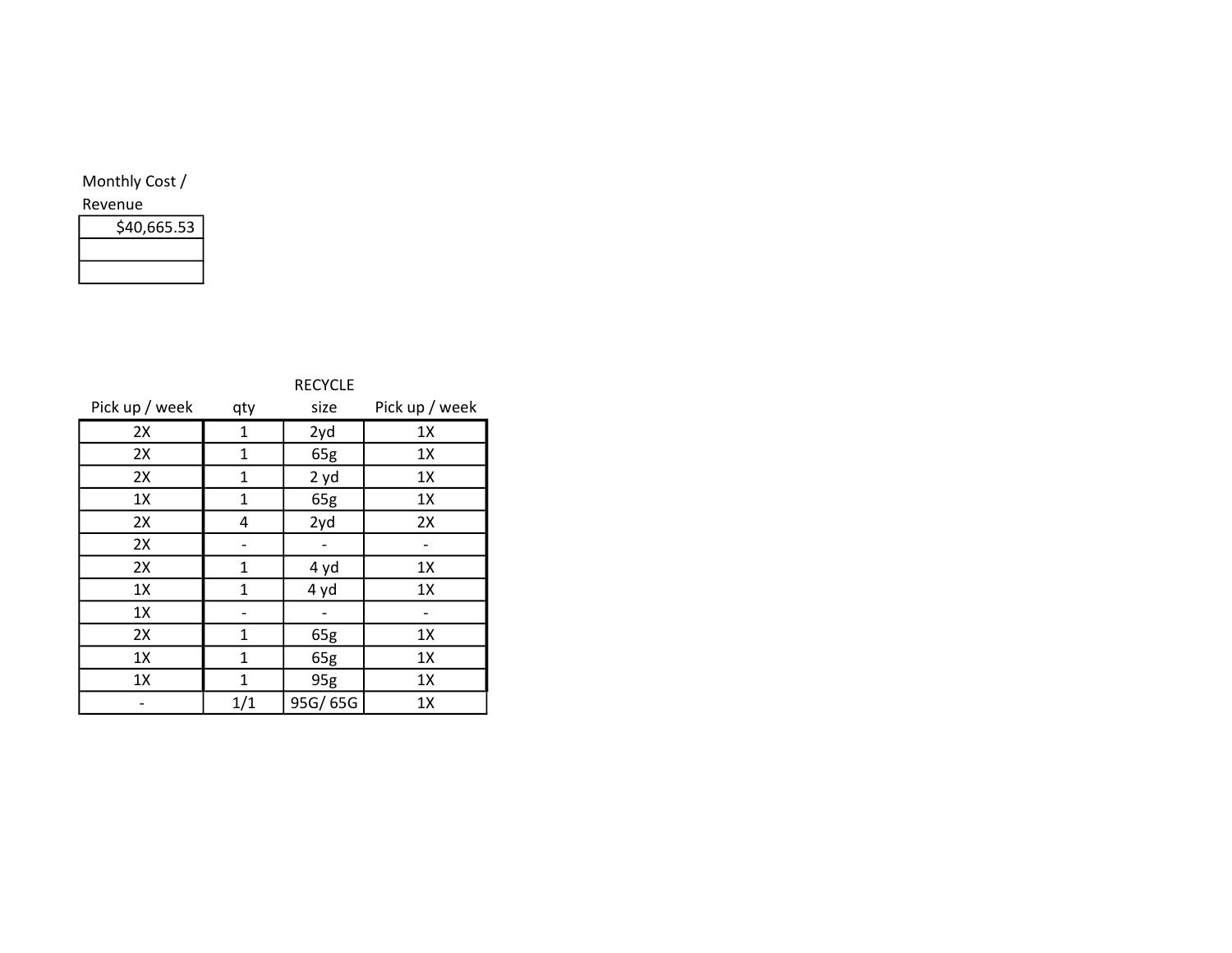| Monthly Cost / Revenue |
|---|
| $40,665.53 |
| |
| |

| Pick up / week | qty | RECYCLE size | Pick up / week |
|---|---|---|---|
| 2X | 1 | 2yd | 1X |
| 2X | 1 | 65g | 1X |
| 2X | 1 | 2 yd | 1X |
| 1X | 1 | 65g | 1X |
| 2X | 4 | 2yd | 2X |
| 2X | - | - | - |
| 2X | 1 | 4 yd | 1X |
| 1X | 1 | 4 yd | 1X |
| 1X | - | - | - |
| 2X | 1 | 65g | 1X |
| 1X | 1 | 65g | 1X |
| 1X | 1 | 95g | 1X |
| - | 1/1 | 95G/ 65G | 1X |